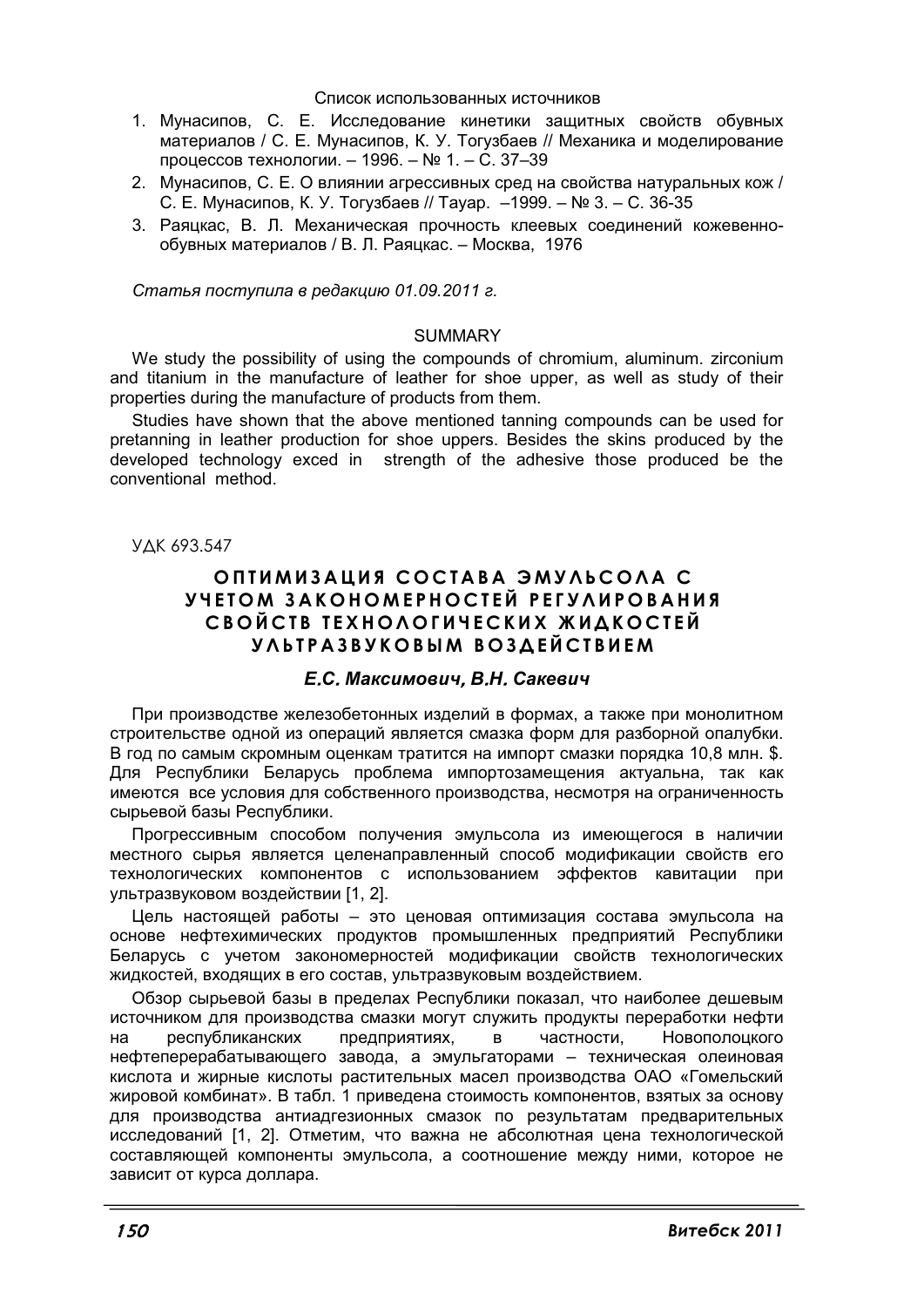Список использованных источников

1. Мунасипов, С. Е. Исследование кинетики защитных свойств обувных материалов / С. Е. Мунасипов, К. У. Тогузбаев // Механика и моделирование процессов технологии. – 1996. – № 1. – С. 37–39
2. Мунасипов, С. Е. О влиянии агрессивных сред на свойства натуральных кож / С. Е. Мунасипов, К. У. Тогузбаев // Тауар. –1999. – № 3. – С. 36-35
3. Раяцкас, В. Л. Механическая прочность клеевых соединений кожевенно-обувных материалов / В. Л. Раяцкас. – Москва, 1976

*Статья поступила в редакцию 01.09.2011 г.*

SUMMARY

We study the possibility of using the compounds of chromium, aluminum. zirconium and titanium in the manufacture of leather for shoe upper, as well as study of their properties during the manufacture of products from them.

Studies have shown that the above mentioned tanning compounds can be used for pretanning in leather production for shoe uppers. Besides the skins produced by the developed technology exced in strength of the adhesive those produced be the conventional method.

УДК 693.547

# ОПТИМИЗАЦИЯ СОСТАВА ЭМУЛЬСОЛА С УЧЕТОМ ЗАКОНОМЕРНОСТЕЙ РЕГУЛИРОВАНИЯ СВОЙСТВ ТЕХНОЛОГИЧЕСКИХ ЖИДКОСТЕЙ УЛЬТРАЗВУКОВЫМ ВОЗДЕЙСТВИЕМ

***Е.С. Максимович, В.Н. Сакевич***

При производстве железобетонных изделий в формах, а также при монолитном строительстве одной из операций является смазка форм для разборной опалубки. В год по самым скромным оценкам тратится на импорт смазки порядка 10,8 млн. $. Для Республики Беларусь проблема импортозамещения актуальна, так как имеются все условия для собственного производства, несмотря на ограниченность сырьевой базы Республики.

Прогрессивным способом получения эмульсола из имеющегося в наличии местного сырья является целенаправленный способ модификации свойств его технологических компонентов с использованием эффектов кавитации при ультразвуковом воздействии [1, 2].

Цель настоящей работы – это ценовая оптимизация состава эмульсола на основе нефтехимических продуктов промышленных предприятий Республики Беларусь с учетом закономерностей модификации свойств технологических жидкостей, входящих в его состав, ультразвуковым воздействием.

Обзор сырьевой базы в пределах Республики показал, что наиболее дешевым источником для производства смазки могут служить продукты переработки нефти на республиканских предприятиях, в частности, Новополоцкого нефтеперерабатывающего завода, а эмульгаторами – техническая олеиновая кислота и жирные кислоты растительных масел производства ОАО «Гомельский жировой комбинат». В табл. 1 приведена стоимость компонентов, взятых за основу для производства антиадгезионных смазок по результатам предварительных исследований [1, 2]. Отметим, что важна не абсолютная цена технологической составляющей компоненты эмульсола, а соотношение между ними, которое не зависит от курса доллара.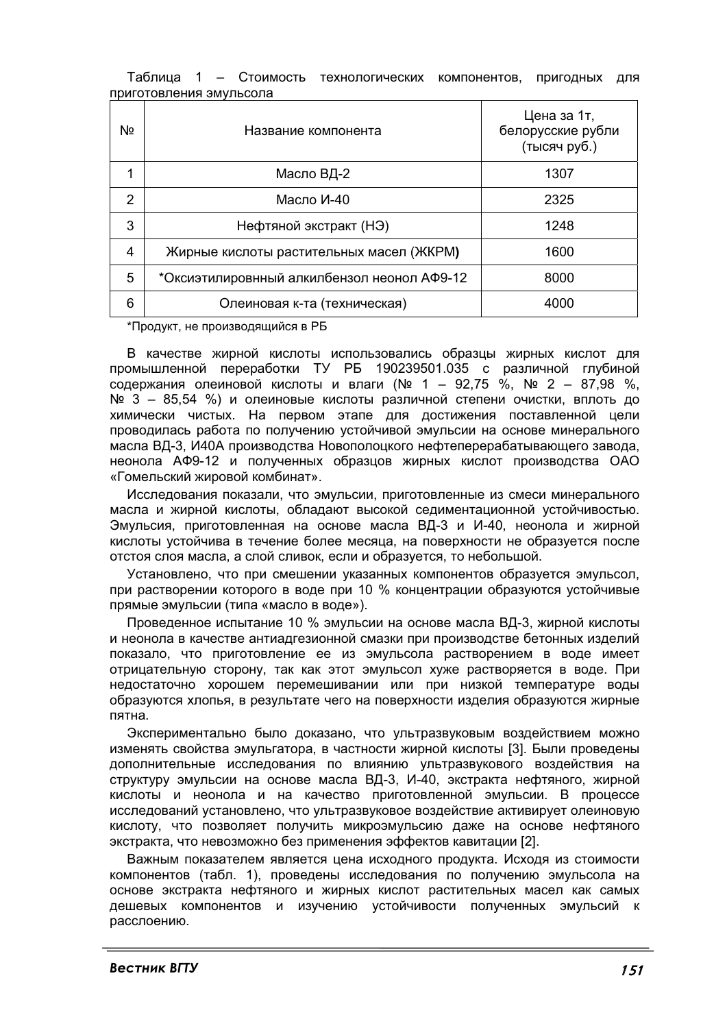Таблица 1 – Стоимость технологических компонентов, пригодных для приготовления эмульсола

| № | Название компонента | Цена за 1т, белорусские рубли (тысяч руб.) |
|---|---|---|
| 1 | Масло ВД-2 | 1307 |
| 2 | Масло И-40 | 2325 |
| 3 | Нефтяной экстракт (НЭ) | 1248 |
| 4 | Жирные кислоты растительных масел (ЖКРМ**)** | 1600 |
| 5 | *Оксиэтилировнный алкилбензол неонол АФ9-12 | 8000 |
| 6 | Олеиновая к-та (техническая) | 4000 |

*Продукт, не производящийся в РБ

В качестве жирной кислоты использовались образцы жирных кислот для промышленной переработки ТУ РБ 190239501.035 с различной глубиной содержания олеиновой кислоты и влаги (№ 1 – 92,75 %, № 2 – 87,98 %, № 3 – 85,54 %) и олеиновые кислоты различной степени очистки, вплоть до химически чистых. На первом этапе для достижения поставленной цели проводилась работа по получению устойчивой эмульсии на основе минерального масла ВД-3, И40А производства Новополоцкого нефтеперерабатывающего завода, неонола АФ9-12 и полученных образцов жирных кислот производства ОАО «Гомельский жировой комбинат».

Исследования показали, что эмульсии, приготовленные из смеси минерального масла и жирной кислоты, обладают высокой седиментационной устойчивостью. Эмульсия, приготовленная на основе масла ВД-3 и И-40, неонола и жирной кислоты устойчива в течение более месяца, на поверхности не образуется после отстоя слоя масла, а слой сливок, если и образуется, то небольшой.

Установлено, что при смешении указанных компонентов образуется эмульсол, при растворении которого в воде при 10 % концентрации образуются устойчивые прямые эмульсии (типа «масло в воде»).

Проведенное испытание 10 % эмульсии на основе масла ВД-3, жирной кислоты и неонола в качестве антиадгезионной смазки при производстве бетонных изделий показало, что приготовление ее из эмульсола растворением в воде имеет отрицательную сторону, так как этот эмульсол хуже растворяется в воде. При недостаточно хорошем перемешивании или при низкой температуре воды образуются хлопья, в результате чего на поверхности изделия образуются жирные пятна.

Экспериментально было доказано, что ультразвуковым воздействием можно изменять свойства эмульгатора, в частности жирной кислоты [3]. Были проведены дополнительные исследования по влиянию ультразвукового воздействия на структуру эмульсии на основе масла ВД-3, И-40, экстракта нефтяного, жирной кислоты и неонола и на качество приготовленной эмульсии. В процессе исследований установлено, что ультразвуковое воздействие активирует олеиновую кислоту, что позволяет получить микроэмульсию даже на основе нефтяного экстракта, что невозможно без применения эффектов кавитации [2].

Важным показателем является цена исходного продукта. Исходя из стоимости компонентов (табл. 1), проведены исследования по получению эмульсола на основе экстракта нефтяного и жирных кислот растительных масел как самых дешевых компонентов и изучению устойчивости полученных эмульсий к расслоению.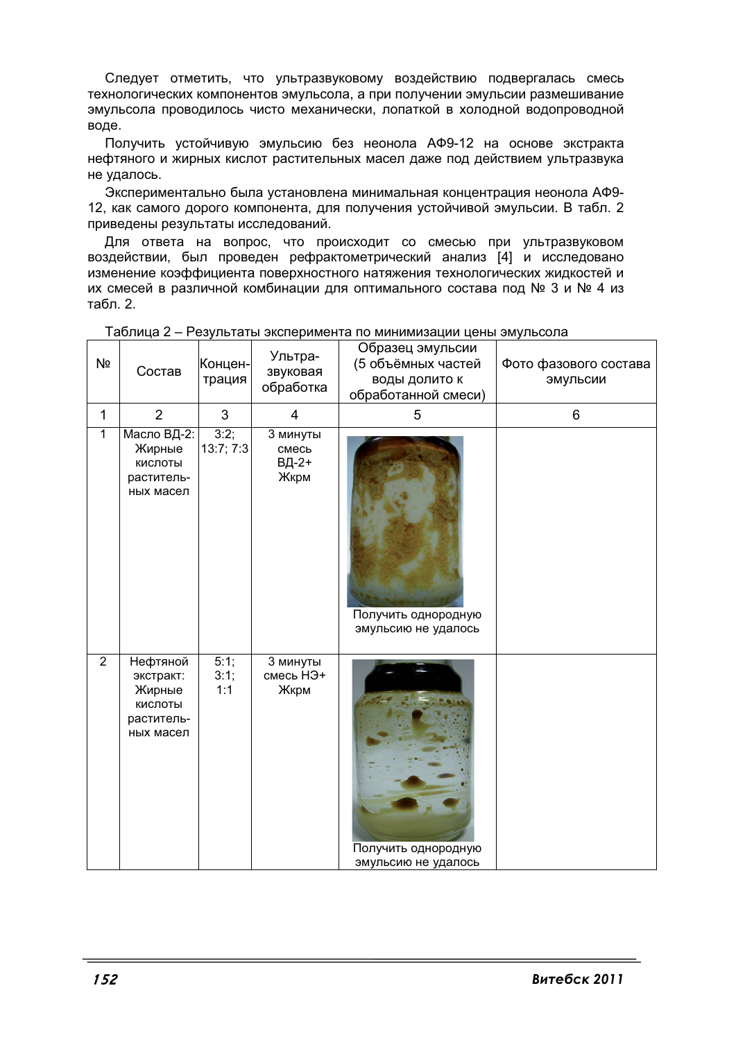Следует отметить, что ультразвуковому воздействию подвергалась смесь технологических компонентов эмульсола, а при получении эмульсии размешивание эмульсола проводилось чисто механически, лопаткой в холодной водопроводной воде.

Получить устойчивую эмульсию без неонола АФ9-12 на основе экстракта нефтяного и жирных кислот растительных масел даже под действием ультразвука не удалось.

Экспериментально была установлена минимальная концентрация неонола АФ9-12, как самого дорогого компонента, для получения устойчивой эмульсии. В табл. 2 приведены результаты исследований.

Для ответа на вопрос, что происходит со смесью при ультразвуковом воздействии, был проведен рефрактометрический анализ [4] и исследовано изменение коэффициента поверхностного натяжения технологических жидкостей и их смесей в различной комбинации для оптимального состава под № 3 и № 4 из табл. 2.

Таблица 2 – Результаты эксперимента по минимизации цены эмульсола

| № | Состав | Концентрация | Ультразвуковая обработка | Образец эмульсии (5 объёмных частей воды долито к обработанной смеси) | Фото фазового состава эмульсии |
|---|---|---|---|---|---|
| 1 | 2 | 3 | 4 | 5 | 6 |
| 1 | Масло ВД-2: Жирные кислоты растительных масел | 3:2; 13:7; 7:3 | 3 минуты смесь ВД-2+ Жкрм | Получить однородную эмульсию не удалось | |
| 2 | Нефтяной экстракт: Жирные кислоты растительных масел | 5:1; 3:1; 1:1 | 3 минуты смесь НЭ+ Жкрм | Получить однородную эмульсию не удалось | |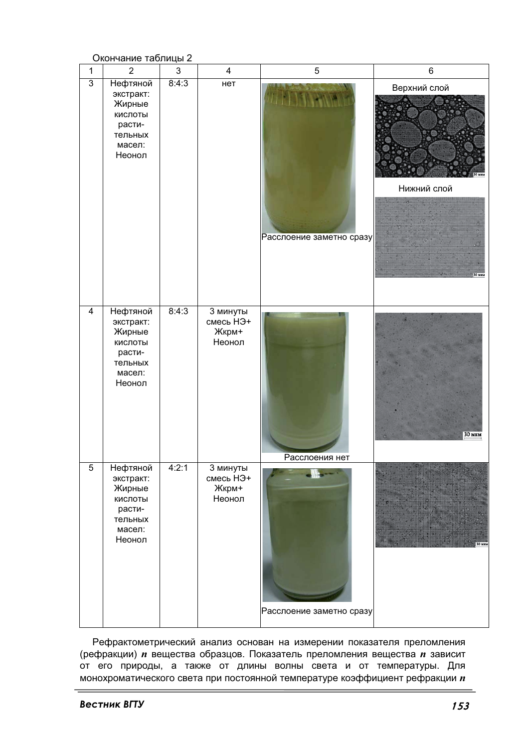Окончание таблицы 2

| 1 | 2 | 3 | 4 | 5 | 6 |
|---|---|---|---|---|---|
| 3 | Нефтяной экстракт: Жирные кислоты растительных масел: Неонол | 8:4:3 | нет | Расслоение заметно сразу | Верхний слой<br>Нижний слой |
| 4 | Нефтяной экстракт: Жирные кислоты растительных масел: Неонол | 8:4:3 | 3 минуты смесь НЭ+ Жкрм+ Неонол | Расслоения нет | |
| 5 | Нефтяной экстракт: Жирные кислоты растительных масел: Неонол | 4:2:1 | 3 минуты смесь НЭ+ Жкрм+ Неонол | Расслоение заметно сразу | |

Рефрактометрический анализ основан на измерении показателя преломления (рефракции) $n$ вещества образцов. Показатель преломления вещества $n$ зависит от его природы, а также от длины волны света и от температуры. Для монохроматического света при постоянной температуре коэффициент рефракции $n$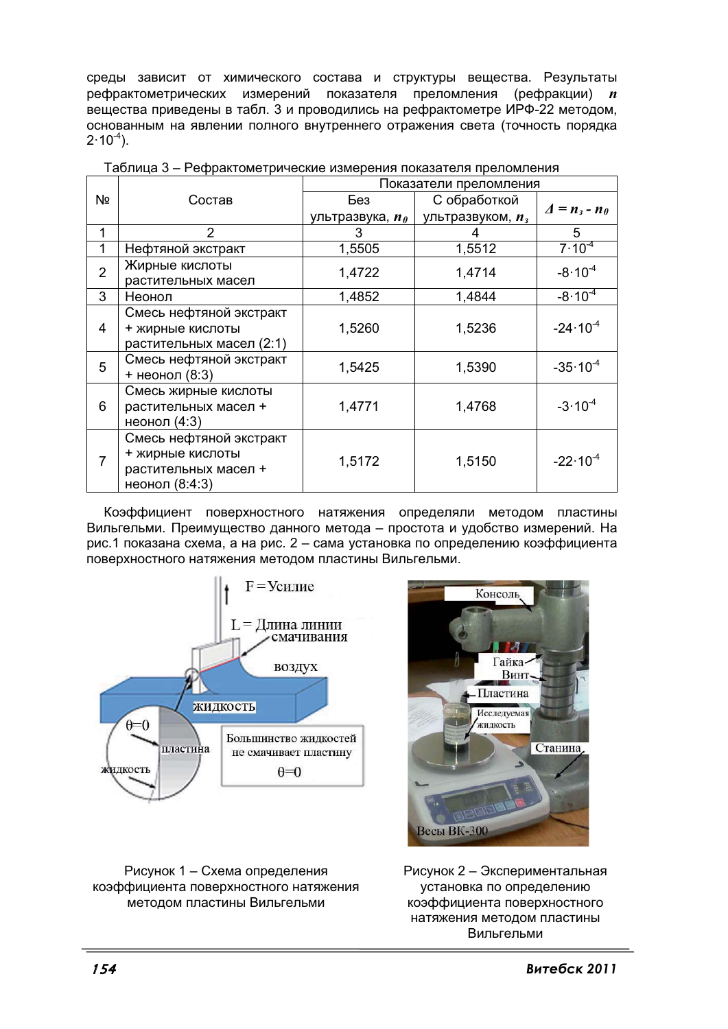среды зависит от химического состава и структуры вещества. Результаты рефрактометрических измерений показателя преломления (рефракции) $n$ вещества приведены в табл. 3 и проводились на рефрактометре ИРФ-22 методом, основанным на явлении полного внутреннего отражения света (точность порядка $2 \cdot 10^{-4}$).

Таблица 3 – Рефрактометрические измерения показателя преломления

| № | Состав | Показатели преломления | | |
|---|---|---|---|---|
| | | Без ультразвука, $n_0$ | С обработкой ультразвуком, $n_з$ | $\Delta = n_з - n_0$ |
| 1 | 2 | 3 | 4 | 5 |
| 1 | Нефтяной экстракт | 1,5505 | 1,5512 | $7 \cdot 10^{-4}$ |
| 2 | Жирные кислоты растительных масел | 1,4722 | 1,4714 | $-8 \cdot 10^{-4}$ |
| 3 | Неонол | 1,4852 | 1,4844 | $-8 \cdot 10^{-4}$ |
| 4 | Смесь нефтяной экстракт + жирные кислоты растительных масел (2:1) | 1,5260 | 1,5236 | $-24 \cdot 10^{-4}$ |
| 5 | Смесь нефтяной экстракт + неонол (8:3) | 1,5425 | 1,5390 | $-35 \cdot 10^{-4}$ |
| 6 | Смесь жирные кислоты растительных масел + неонол (4:3) | 1,4771 | 1,4768 | $-3 \cdot 10^{-4}$ |
| 7 | Смесь нефтяной экстракт + жирные кислоты растительных масел + неонол (8:4:3) | 1,5172 | 1,5150 | $-22 \cdot 10^{-4}$ |

Коэффициент поверхностного натяжения определяли методом пластины Вильгельми. Преимущество данного метода – простота и удобство измерений. На рис.1 показана схема, а на рис. 2 – сама установка по определению коэффициента поверхностного натяжения методом пластины Вильгельми.

Рисунок 1 – Схема определения коэффициента поверхностного натяжения методом пластины Вильгельми

Рисунок 2 – Экспериментальная установка по определению коэффициента поверхностного натяжения методом пластины Вильгельми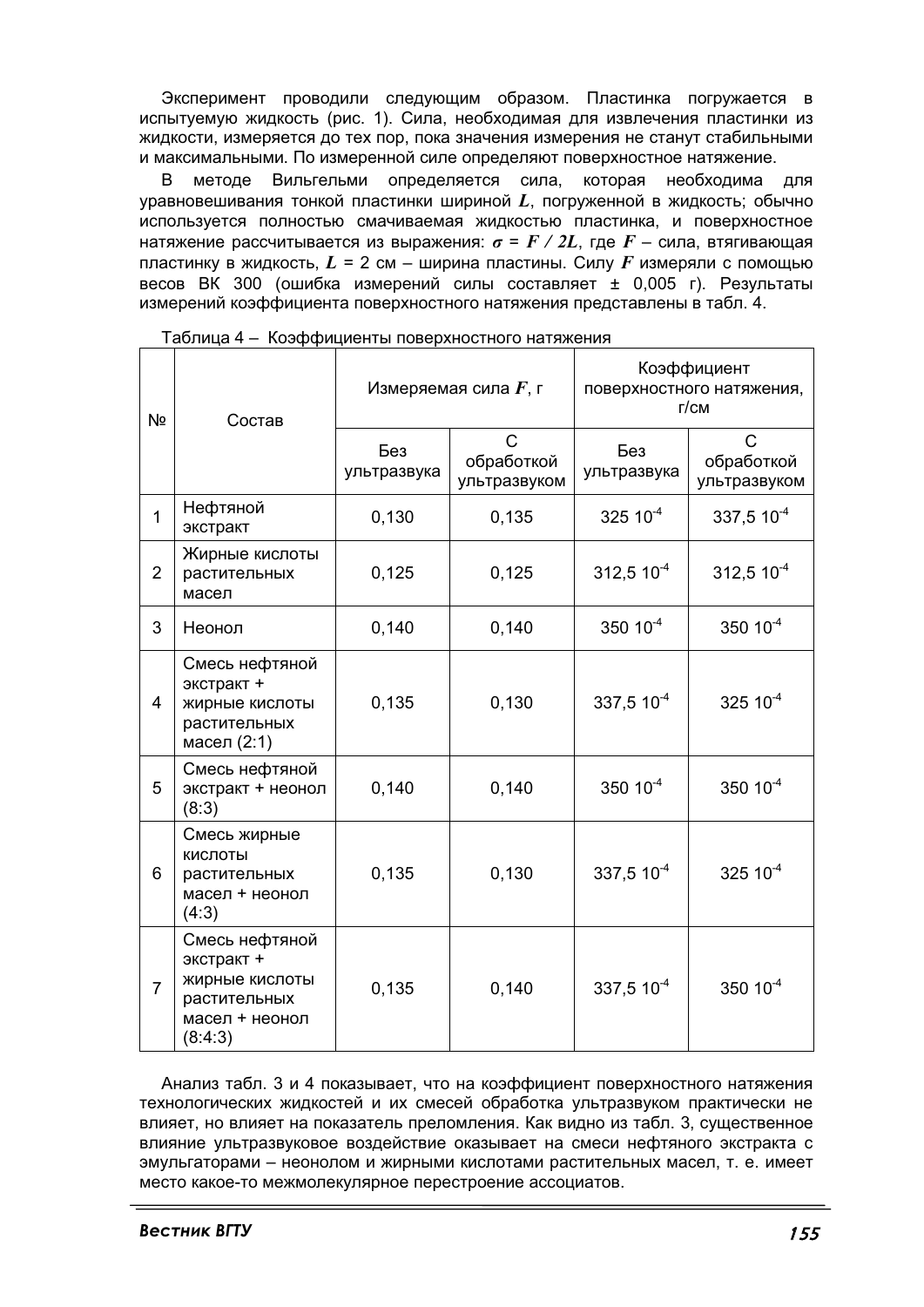Эксперимент проводили следующим образом. Пластинка погружается в испытуемую жидкость (рис. 1). Сила, необходимая для извлечения пластинки из жидкости, измеряется до тех пор, пока значения измерения не станут стабильными и максимальными. По измеренной силе определяют поверхностное натяжение.

В методе Вильгельми определяется сила, которая необходима для уравновешивания тонкой пластинки шириной $L$, погруженной в жидкость; обычно используется полностью смачиваемая жидкостью пластинка, и поверхностное натяжение рассчитывается из выражения: $\sigma = F / 2L$, где $F$ – сила, втягивающая пластинку в жидкость, $L$ = 2 см – ширина пластины. Силу $F$ измеряли с помощью весов ВК 300 (ошибка измерений силы составляет ± 0,005 г). Результаты измерений коэффициента поверхностного натяжения представлены в табл. 4.

Таблица 4 – Коэффициенты поверхностного натяжения

| № | Состав | Измеряемая сила $F$, г | | Коэффициент поверхностного натяжения, г/см | |
|---|---|---|---|---|---|
| | | Без ультразвука | С обработкой ультразвуком | Без ультразвука | С обработкой ультразвуком |
| 1 | Нефтяной экстракт | 0,130 | 0,135 | $325 \cdot 10^{-4}$ | $337{,}5 \cdot 10^{-4}$ |
| 2 | Жирные кислоты растительных масел | 0,125 | 0,125 | $312{,}5 \cdot 10^{-4}$ | $312{,}5 \cdot 10^{-4}$ |
| 3 | Неонол | 0,140 | 0,140 | $350 \cdot 10^{-4}$ | $350 \cdot 10^{-4}$ |
| 4 | Смесь нефтяной экстракт + жирные кислоты растительных масел (2:1) | 0,135 | 0,130 | $337{,}5 \cdot 10^{-4}$ | $325 \cdot 10^{-4}$ |
| 5 | Смесь нефтяной экстракт + неонол (8:3) | 0,140 | 0,140 | $350 \cdot 10^{-4}$ | $350 \cdot 10^{-4}$ |
| 6 | Смесь жирные кислоты растительных масел + неонол (4:3) | 0,135 | 0,130 | $337{,}5 \cdot 10^{-4}$ | $325 \cdot 10^{-4}$ |
| 7 | Смесь нефтяной экстракт + жирные кислоты растительных масел + неонол (8:4:3) | 0,135 | 0,140 | $337{,}5 \cdot 10^{-4}$ | $350 \cdot 10^{-4}$ |

Анализ табл. 3 и 4 показывает, что на коэффициент поверхностного натяжения технологических жидкостей и их смесей обработка ультразвуком практически не влияет, но влияет на показатель преломления. Как видно из табл. 3, существенное влияние ультразвуковое воздействие оказывает на смеси нефтяного экстракта с эмульгаторами – неонолом и жирными кислотами растительных масел, т. е. имеет место какое-то межмолекулярное перестроение ассоциатов.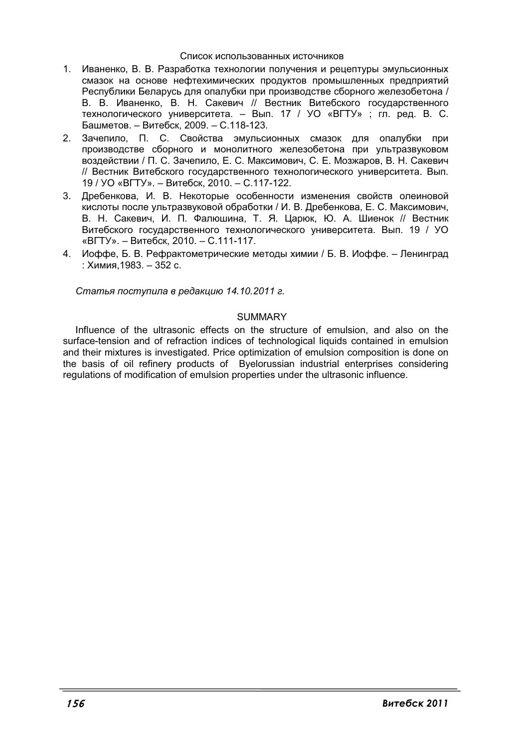Список использованных источников

1. Иваненко, В. В. Разработка технологии получения и рецептуры эмульсионных смазок на основе нефтехимических продуктов промышленных предприятий Республики Беларусь для опалубки при производстве сборного железобетона / В. В. Иваненко, В. Н. Сакевич // Вестник Витебского государственного технологического университета. – Вып. 17 / УО «ВГТУ» ; гл. ред. В. С. Башметов. – Витебск, 2009. – С.118-123.
2. Зачепило, П. С. Свойства эмульсионных смазок для опалубки при производстве сборного и монолитного железобетона при ультразвуковом воздействии / П. С. Зачепило, Е. С. Максимович, С. Е. Мозжаров, В. Н. Сакевич // Вестник Витебского государственного технологического университета. Вып. 19 / УО «ВГТУ». – Витебск, 2010. – С.117-122.
3. Дребенкова, И. В. Некоторые особенности изменения свойств олеиновой кислоты после ультразвуковой обработки / И. В. Дребенкова, Е. С. Максимович, В. Н. Сакевич, И. П. Фалюшина, Т. Я. Царюк, Ю. А. Шиенок // Вестник Витебского государственного технологического университета. Вып. 19 / УО «ВГТУ». – Витебск, 2010. – С.111-117.
4. Иоффе, Б. В. Рефрактометрические методы химии / Б. В. Иоффе. – Ленинград : Химия,1983. – 352 с.

*Статья поступила в редакцию 14.10.2011 г.*

SUMMARY

Influence of the ultrasonic effects on the structure of emulsion, and also on the surface-tension and of refraction indices of technological liquids contained in emulsion and their mixtures is investigated. Price optimization of emulsion composition is done on the basis of oil refinery products of Byelorussian industrial enterprises considering regulations of modification of emulsion properties under the ultrasonic influence.